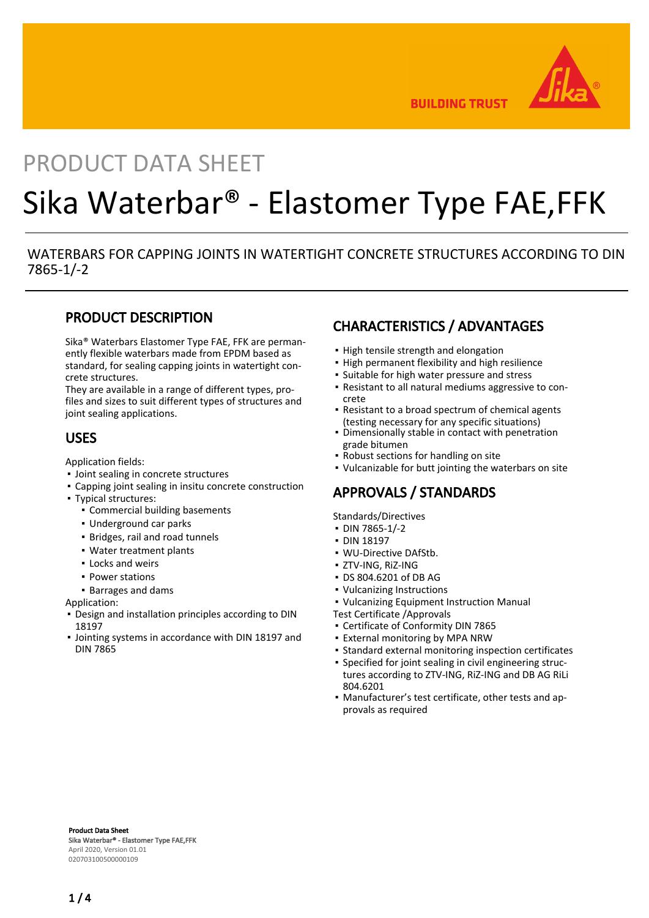PRODUCT DATA SHEET

# Sika Waterbar® - Elastomer Type FAE,FFK

WATERBARS FOR CAPPING JOINTS IN WATERTIGHT CONCRETE STRUCTURES ACCORDING TO DIN 7865-1/-2

## PRODUCT DESCRIPTION

Sika® Waterbars Elastomer Type FAE, FFK are permanently flexible waterbars made from EPDM based as standard, for sealing capping joints in watertight concrete structures.
They are available in a range of different types, profiles and sizes to suit different types of structures and joint sealing applications.

## USES

Application fields:
- Joint sealing in concrete structures
- Capping joint sealing in insitu concrete construction
- Typical structures:
  - Commercial building basements
  - Underground car parks
  - Bridges, rail and road tunnels
  - Water treatment plants
  - Locks and weirs
  - Power stations
  - Barrages and dams

Application:
- Design and installation principles according to DIN 18197
- Jointing systems in accordance with DIN 18197 and DIN 7865

## CHARACTERISTICS / ADVANTAGES

- High tensile strength and elongation
- High permanent flexibility and high resilience
- Suitable for high water pressure and stress
- Resistant to all natural mediums aggressive to concrete
- Resistant to a broad spectrum of chemical agents (testing necessary for any specific situations)
- Dimensionally stable in contact with penetration grade bitumen
- Robust sections for handling on site
- Vulcanizable for butt jointing the waterbars on site

## APPROVALS / STANDARDS

Standards/Directives
- DIN 7865-1/-2
- DIN 18197
- WU-Directive DAfStb.
- ZTV-ING, RiZ-ING
- DS 804.6201 of DB AG
- Vulcanizing Instructions
- Vulcanizing Equipment Instruction Manual

Test Certificate /Approvals
- Certificate of Conformity DIN 7865
- External monitoring by MPA NRW
- Standard external monitoring inspection certificates
- Specified for joint sealing in civil engineering structures according to ZTV-ING, RiZ-ING and DB AG RiLi 804.6201
- Manufacturer's test certificate, other tests and approvals as required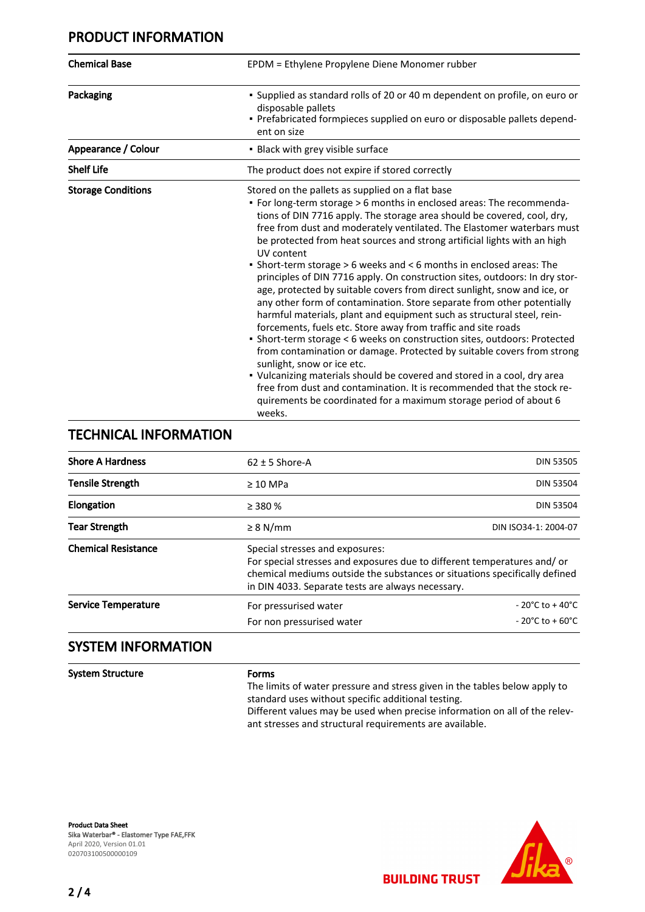## PRODUCT INFORMATION

| | |
|---|---|
| **Chemical Base** | EPDM = Ethylene Propylene Diene Monomer rubber |
| **Packaging** | ▪ Supplied as standard rolls of 20 or 40 m dependent on profile, on euro or disposable pallets<br>▪ Prefabricated formpieces supplied on euro or disposable pallets dependent on size |
| **Appearance / Colour** | ▪ Black with grey visible surface |
| **Shelf Life** | The product does not expire if stored correctly |
| **Storage Conditions** | Stored on the pallets as supplied on a flat base<br>▪ For long-term storage > 6 months in enclosed areas: The recommendations of DIN 7716 apply. The storage area should be covered, cool, dry, free from dust and moderately ventilated. The Elastomer waterbars must be protected from heat sources and strong artificial lights with an high UV content<br>▪ Short-term storage > 6 weeks and < 6 months in enclosed areas: The principles of DIN 7716 apply. On construction sites, outdoors: In dry storage, protected by suitable covers from direct sunlight, snow and ice, or any other form of contamination. Store separate from other potentially harmful materials, plant and equipment such as structural steel, reinforcements, fuels etc. Store away from traffic and site roads<br>▪ Short-term storage < 6 weeks on construction sites, outdoors: Protected from contamination or damage. Protected by suitable covers from strong sunlight, snow or ice etc.<br>▪ Vulcanizing materials should be covered and stored in a cool, dry area free from dust and contamination. It is recommended that the stock requirements be coordinated for a maximum storage period of about 6 weeks. |

## TECHNICAL INFORMATION

| | | |
|---|---|---|
| **Shore A Hardness** | 62 ± 5 Shore-A | DIN 53505 |
| **Tensile Strength** | ≥ 10 MPa | DIN 53504 |
| **Elongation** | ≥ 380 % | DIN 53504 |
| **Tear Strength** | ≥ 8 N/mm | DIN ISO34-1: 2004-07 |
| **Chemical Resistance** | Special stresses and exposures:<br>For special stresses and exposures due to different temperatures and/ or chemical mediums outside the substances or situations specifically defined in DIN 4033. Separate tests are always necessary. | |
| **Service Temperature** | For pressurised water | - 20°C to + 40°C |
| | For non pressurised water | - 20°C to + 60°C |

## SYSTEM INFORMATION

**System Structure**

**Forms**

The limits of water pressure and stress given in the tables below apply to standard uses without specific additional testing.
Different values may be used when precise information on all of the relevant stresses and structural requirements are available.

**Product Data Sheet**
Sika Waterbar® - Elastomer Type FAE,FFK
April 2020, Version 01.01
020703100500000109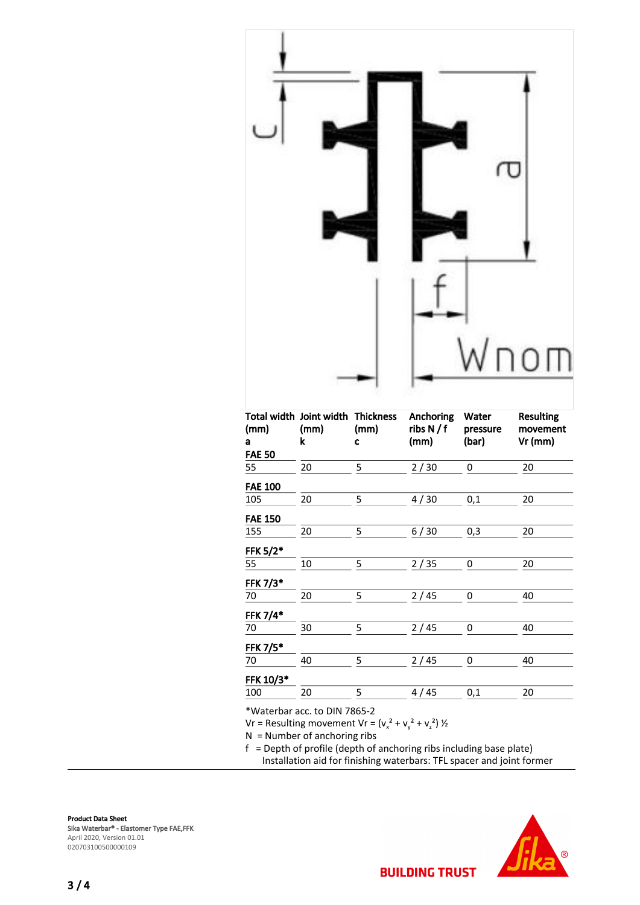| Total width (mm) a | Joint width (mm) k | Thickness (mm) c | Anchoring ribs N / f (mm) | Water pressure (bar) | Resulting movement Vr (mm) |
|---|---|---|---|---|---|
| **FAE 50** | | | | | |
| 55 | 20 | 5 | 2 / 30 | 0 | 20 |
| **FAE 100** | | | | | |
| 105 | 20 | 5 | 4 / 30 | 0,1 | 20 |
| **FAE 150** | | | | | |
| 155 | 20 | 5 | 6 / 30 | 0,3 | 20 |
| **FFK 5/2*** | | | | | |
| 55 | 10 | 5 | 2 / 35 | 0 | 20 |
| **FFK 7/3*** | | | | | |
| 70 | 20 | 5 | 2 / 45 | 0 | 40 |
| **FFK 7/4*** | | | | | |
| 70 | 30 | 5 | 2 / 45 | 0 | 40 |
| **FFK 7/5*** | | | | | |
| 70 | 40 | 5 | 2 / 45 | 0 | 40 |
| **FFK 10/3*** | | | | | |
| 100 | 20 | 5 | 4 / 45 | 0,1 | 20 |

*Waterbar acc. to DIN 7865-2

Vr = Resulting movement $Vr = (v_x^2 + v_y^2 + v_z^2)^{½}$

N = Number of anchoring ribs

f = Depth of profile (depth of anchoring ribs including base plate)

Installation aid for finishing waterbars: TFL spacer and joint former

**Product Data Sheet**
**Sika Waterbar® - Elastomer Type FAE,FFK**
April 2020, Version 01.01
020703100500000109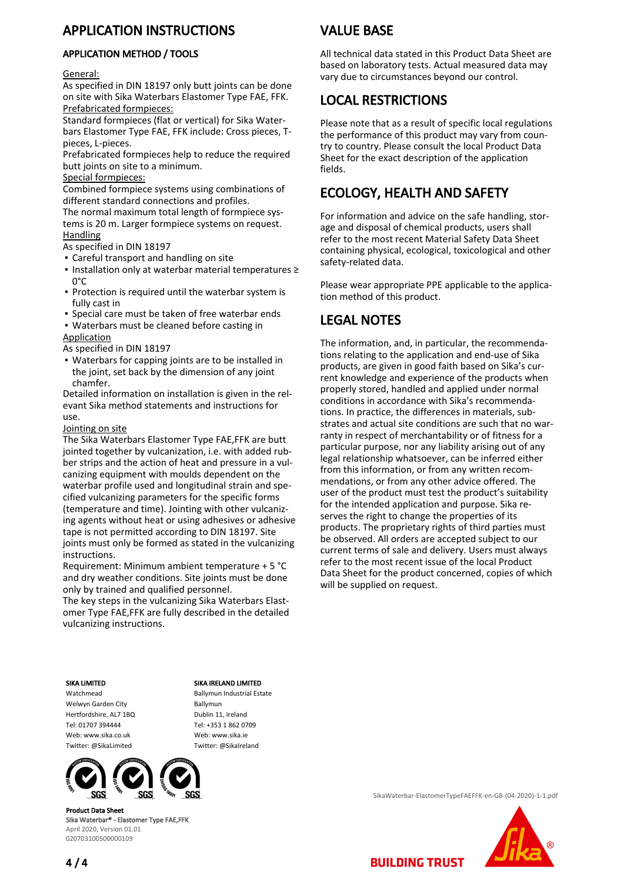## APPLICATION INSTRUCTIONS

### APPLICATION METHOD / TOOLS

General:

As specified in DIN 18197 only butt joints can be done on site with Sika Waterbars Elastomer Type FAE, FFK.

Prefabricated formpieces:

Standard formpieces (flat or vertical) for Sika Waterbars Elastomer Type FAE, FFK include: Cross pieces, T-pieces, L-pieces.

Prefabricated formpieces help to reduce the required butt joints on site to a minimum.

Special formpieces:

Combined formpiece systems using combinations of different standard connections and profiles.

The normal maximum total length of formpiece systems is 20 m. Larger formpiece systems on request.

Handling

As specified in DIN 18197

- Careful transport and handling on site
- Installation only at waterbar material temperatures ≥ 0°C
- Protection is required until the waterbar system is fully cast in
- Special care must be taken of free waterbar ends
- Waterbars must be cleaned before casting in

Application

As specified in DIN 18197

- Waterbars for capping joints are to be installed in the joint, set back by the dimension of any joint chamfer.

Detailed information on installation is given in the relevant Sika method statements and instructions for use.

Jointing on site

The Sika Waterbars Elastomer Type FAE,FFK are butt jointed together by vulcanization, i.e. with added rubber strips and the action of heat and pressure in a vulcanizing equipment with moulds dependent on the waterbar profile used and longitudinal strain and specified vulcanizing parameters for the specific forms (temperature and time). Jointing with other vulcanizing agents without heat or using adhesives or adhesive tape is not permitted according to DIN 18197. Site joints must only be formed as stated in the vulcanizing instructions.

Requirement: Minimum ambient temperature + 5 °C and dry weather conditions. Site joints must be done only by trained and qualified personnel.

The key steps in the vulcanizing Sika Waterbars Elastomer Type FAE,FFK are fully described in the detailed vulcanizing instructions.

## VALUE BASE

All technical data stated in this Product Data Sheet are based on laboratory tests. Actual measured data may vary due to circumstances beyond our control.

## LOCAL RESTRICTIONS

Please note that as a result of specific local regulations the performance of this product may vary from country to country. Please consult the local Product Data Sheet for the exact description of the application fields.

## ECOLOGY, HEALTH AND SAFETY

For information and advice on the safe handling, storage and disposal of chemical products, users shall refer to the most recent Material Safety Data Sheet containing physical, ecological, toxicological and other safety-related data.

Please wear appropriate PPE applicable to the application method of this product.

## LEGAL NOTES

The information, and, in particular, the recommendations relating to the application and end-use of Sika products, are given in good faith based on Sika's current knowledge and experience of the products when properly stored, handled and applied under normal conditions in accordance with Sika's recommendations. In practice, the differences in materials, substrates and actual site conditions are such that no warranty in respect of merchantability or of fitness for a particular purpose, nor any liability arising out of any legal relationship whatsoever, can be inferred either from this information, or from any written recommendations, or from any other advice offered. The user of the product must test the product's suitability for the intended application and purpose. Sika reserves the right to change the properties of its products. The proprietary rights of third parties must be observed. All orders are accepted subject to our current terms of sale and delivery. Users must always refer to the most recent issue of the local Product Data Sheet for the product concerned, copies of which will be supplied on request.

**SIKA LIMITED**
Watchmead
Welwyn Garden City
Hertfordshire, AL7 1BQ
Tel: 01707 394444
Web: www.sika.co.uk
Twitter: @SikaLimited

**SIKA IRELAND LIMITED**
Ballymun Industrial Estate
Ballymun
Dublin 11, Ireland
Tel: +353 1 862 0709
Web: www.sika.ie
Twitter: @SikaIreland

**Product Data Sheet**
**Sika Waterbar® - Elastomer Type FAE,FFK**
April 2020, Version 01.01
020703100500000109

SikaWaterbar-ElastomerTypeFAEFFK-en-GB-(04-2020)-1-1.pdf

BUILDING TRUST